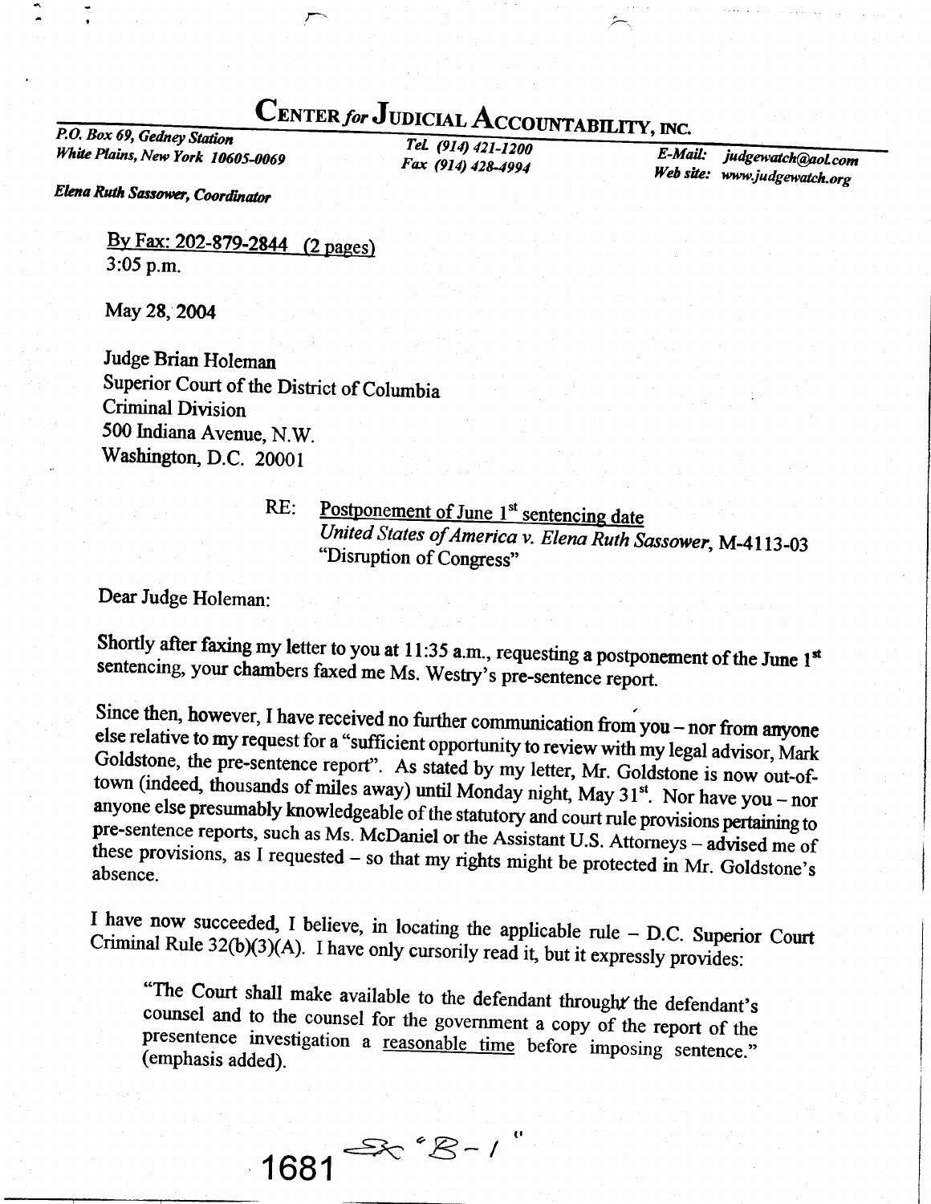# CENTER *for* JUDICIAL ACCOUNTABILITY, INC.

*P.O. Box 69, Gedney Station*
*White Plains, New York 10605-0069*

*Tel. (914) 421-1200*
*Fax (914) 428-4994*

*E-Mail: judgewatch@aol.com*
*Web site: www.judgewatch.org*

*Elena Ruth Sassower, Coordinator*

By Fax: 202-879-2844 (2 pages)
3:05 p.m.

May 28, 2004

Judge Brian Holeman
Superior Court of the District of Columbia
Criminal Division
500 Indiana Avenue, N.W.
Washington, D.C. 20001

RE: Postponement of June 1st sentencing date
*United States of America v. Elena Ruth Sassower*, M-4113-03
"Disruption of Congress"

Dear Judge Holeman:

Shortly after faxing my letter to you at 11:35 a.m., requesting a postponement of the June 1st sentencing, your chambers faxed me Ms. Westry's pre-sentence report.

Since then, however, I have received no further communication from you – nor from anyone else relative to my request for a "sufficient opportunity to review with my legal advisor, Mark Goldstone, the pre-sentence report". As stated by my letter, Mr. Goldstone is now out-of-town (indeed, thousands of miles away) until Monday night, May 31st. Nor have you – nor anyone else presumably knowledgeable of the statutory and court rule provisions pertaining to pre-sentence reports, such as Ms. McDaniel or the Assistant U.S. Attorneys – advised me of these provisions, as I requested – so that my rights might be protected in Mr. Goldstone's absence.

I have now succeeded, I believe, in locating the applicable rule – D.C. Superior Court Criminal Rule 32(b)(3)(A). I have only cursorily read it, but it expressly provides:

> "The Court shall make available to the defendant through the defendant's counsel and to the counsel for the government a copy of the report of the presentence investigation a reasonable time before imposing sentence." (emphasis added).

1681 Ex "B-1"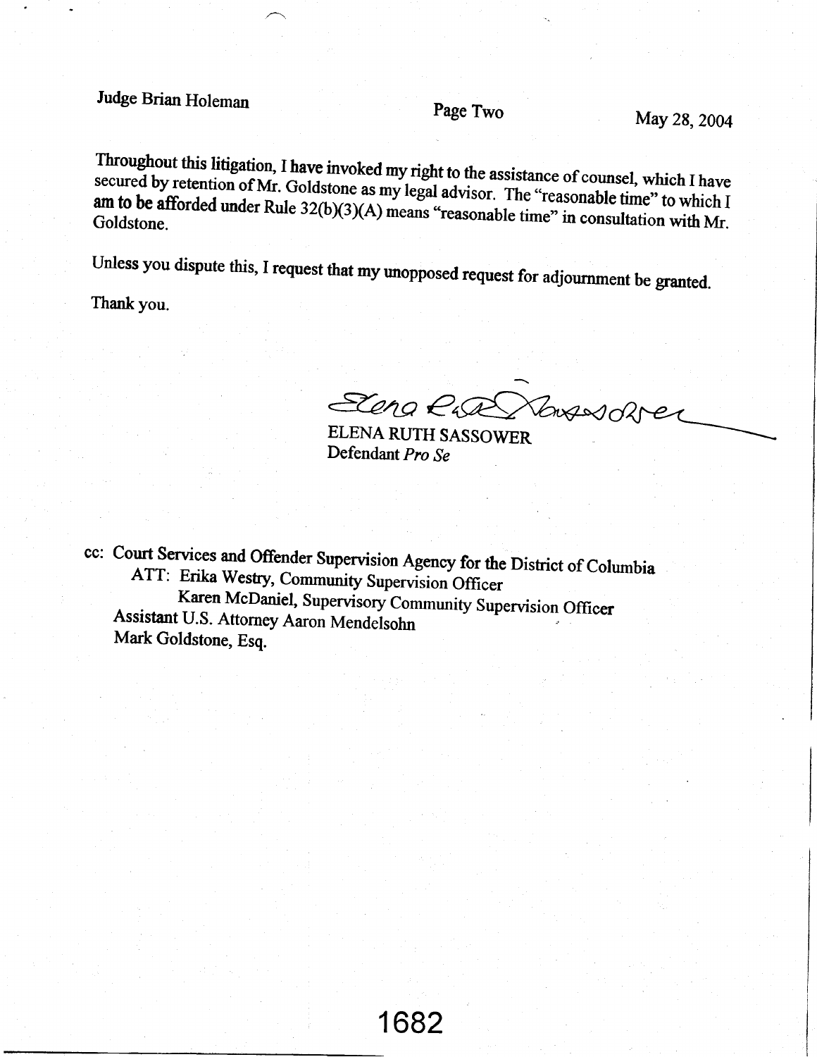Throughout this litigation, I have invoked my right to the assistance of counsel, which I have secured by retention of Mr. Goldstone as my legal advisor. The "reasonable time" to which I am to be afforded under Rule 32(b)(3)(A) means "reasonable time" in consultation with Mr. Goldstone.

Unless you dispute this, I request that my unopposed request for adjournment be granted.

Thank you.

ELENA RUTH SASSOWER
Defendant *Pro Se*

cc: Court Services and Offender Supervision Agency for the District of Columbia
ATT: Erika Westry, Community Supervision Officer
Karen McDaniel, Supervisory Community Supervision Officer
Assistant U.S. Attorney Aaron Mendelsohn
Mark Goldstone, Esq.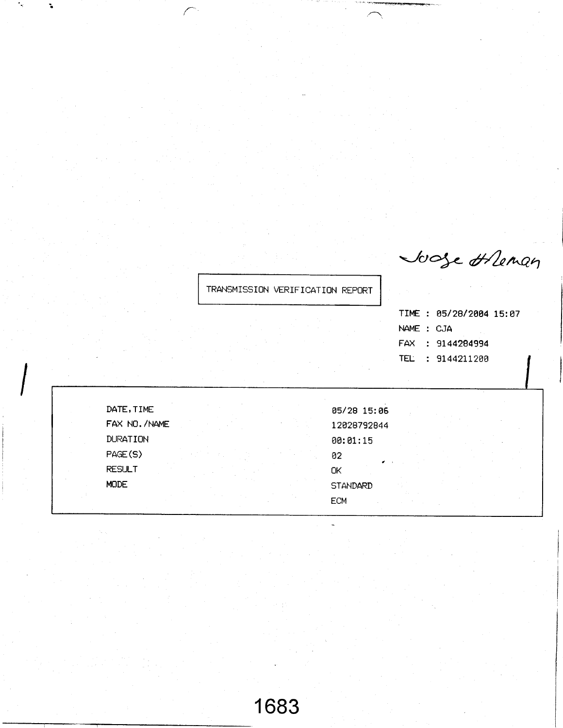Judge Heman

TRANSMISSION VERIFICATION REPORT

TIME : 05/28/2004 15:07
NAME : CJA
FAX : 9144284994
TEL : 9144211200

| | |
|---|---|
| DATE,TIME | 05/28 15:06 |
| FAX NO./NAME | 12028792844 |
| DURATION | 00:01:15 |
| PAGE(S) | 02 |
| RESULT | OK |
| MODE | STANDARD<br>ECM |